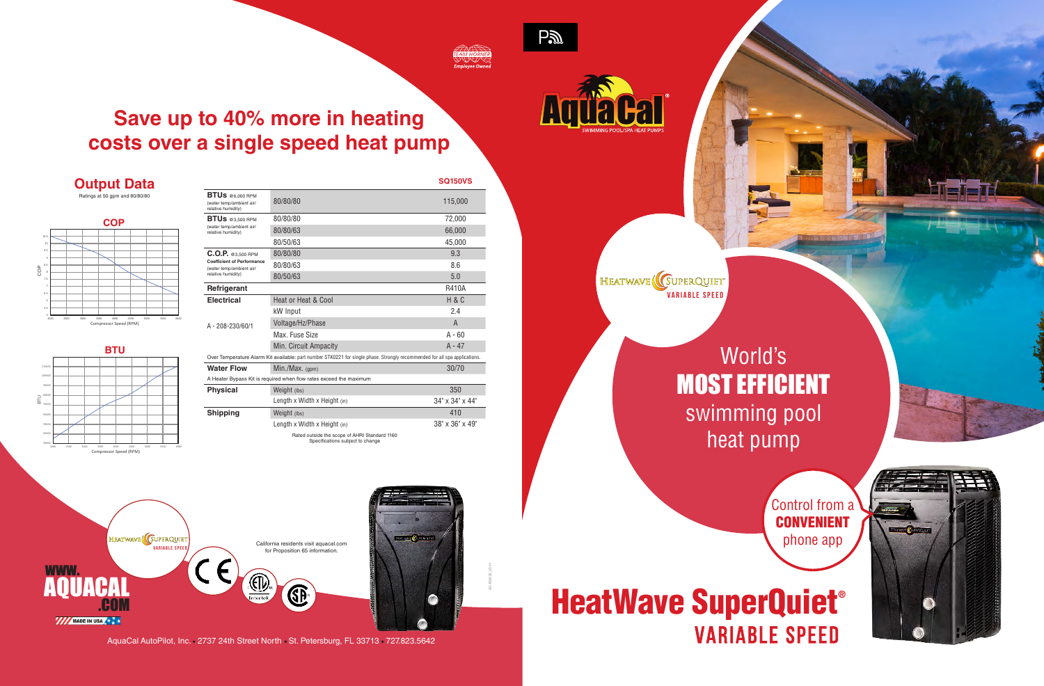# Save up to 40% more in heating costs over a single speed heat pump

## Output Data

Ratings at 50 gpm and 80/80/80

### COP

### BTU

| | | SQ150VS |
|---|---|---|
| **BTUs** @6,000 RPM (water temp/ambient air/ relative humidity) | 80/80/80 | 115,000 |
| **BTUs** @3,500 RPM (water temp/ambient air/ relative humidity) | 80/80/80 | 72,000 |
| | 80/80/63 | 66,000 |
| | 80/50/63 | 45,000 |
| **C.O.P.** @3,500 RPM Coefficient of Performance (water temp/ambient air/ relative humidity) | 80/80/80 | 9.3 |
| | 80/80/63 | 8.6 |
| | 80/50/63 | 5.0 |
| **Refrigerant** | | R410A |
| **Electrical** | Heat or Heat & Cool | H & C |
| | kW Input | 2.4 |
| A - 208-230/60/1 | Voltage/Hz/Phase | A |
| | Max. Fuse Size | A - 60 |
| | Min. Circuit Ampacity | A - 47 |
| Over Temperature Alarm Kit available: part number STK0221 for single phase. Strongly recommended for all spa applications. | | |
| **Water Flow** | Min./Max. (gpm) | 30/70 |
| A Heater Bypass Kit is required when flow rates exceed the maximum | | |
| **Physical** | Weight (lbs) | 350 |
| | Length x Width x Height (in) | 34" x 34" x 44" |
| **Shipping** | Weight (lbs) | 410 |
| | Length x Width x Height (in) | 38" x 36" x 49" |

Rated outside the scope of AHRI Standard 1160
Specifications subject to change

California residents visit aquacal.com for Proposition 65 information.

WWW.AQUACAL.COM

MADE IN USA

AquaCal AutoPilot, Inc. • 2737 24th Street North • St. Petersburg, FL 33713 • 727.823.5642

TEAM HORNER Employee Owned

AquaCal SWIMMING POOL/SPA HEAT PUMPS

HEATWAVE SUPERQUIET VARIABLE SPEED

World's **MOST EFFICIENT** swimming pool heat pump

Control from a **CONVENIENT** phone app

# HeatWave SuperQuiet®

## VARIABLE SPEED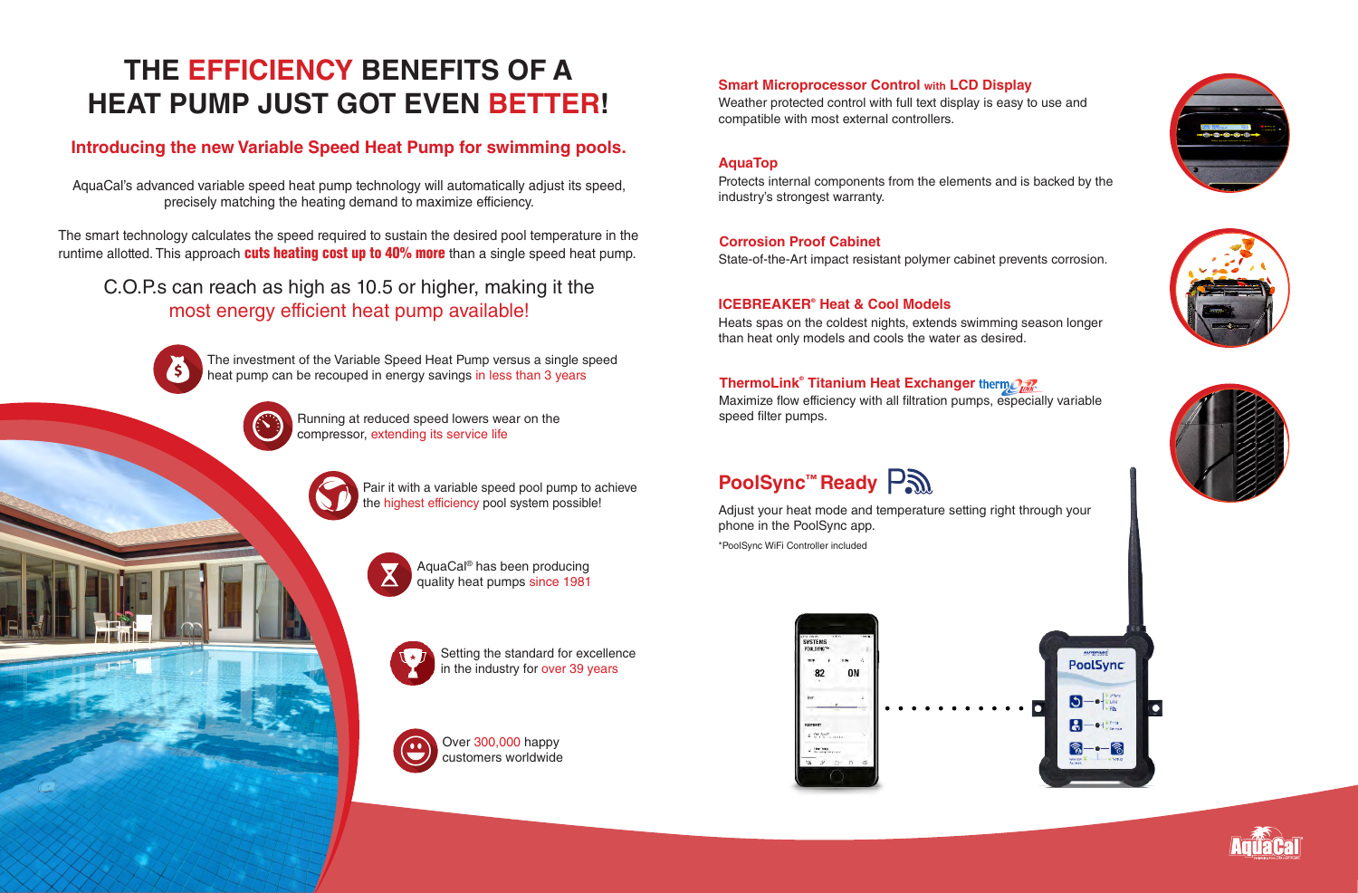# THE EFFICIENCY BENEFITS OF A HEAT PUMP JUST GOT EVEN BETTER!

## Introducing the new Variable Speed Heat Pump for swimming pools.

AquaCal's advanced variable speed heat pump technology will automatically adjust its speed, precisely matching the heating demand to maximize efficiency.

The smart technology calculates the speed required to sustain the desired pool temperature in the runtime allotted. This approach **cuts heating cost up to 40% more** than a single speed heat pump.

C.O.P.s can reach as high as 10.5 or higher, making it the most energy efficient heat pump available!

- The investment of the Variable Speed Heat Pump versus a single speed heat pump can be recouped in energy savings in less than 3 years
- Running at reduced speed lowers wear on the compressor, extending its service life
- Pair it with a variable speed pool pump to achieve the highest efficiency pool system possible!
- AquaCal® has been producing quality heat pumps since 1981
- Setting the standard for excellence in the industry for over 39 years
- Over 300,000 happy customers worldwide

### Smart Microprocessor Control with LCD Display

Weather protected control with full text display is easy to use and compatible with most external controllers.

### AquaTop

Protects internal components from the elements and is backed by the industry's strongest warranty.

### Corrosion Proof Cabinet

State-of-the-Art impact resistant polymer cabinet prevents corrosion.

### ICEBREAKER® Heat & Cool Models

Heats spas on the coldest nights, extends swimming season longer than heat only models and cools the water as desired.

### ThermoLink® Titanium Heat Exchanger

Maximize flow efficiency with all filtration pumps, especially variable speed filter pumps.

## PoolSync™ Ready

Adjust your heat mode and temperature setting right through your phone in the PoolSync app.

*PoolSync WiFi Controller included